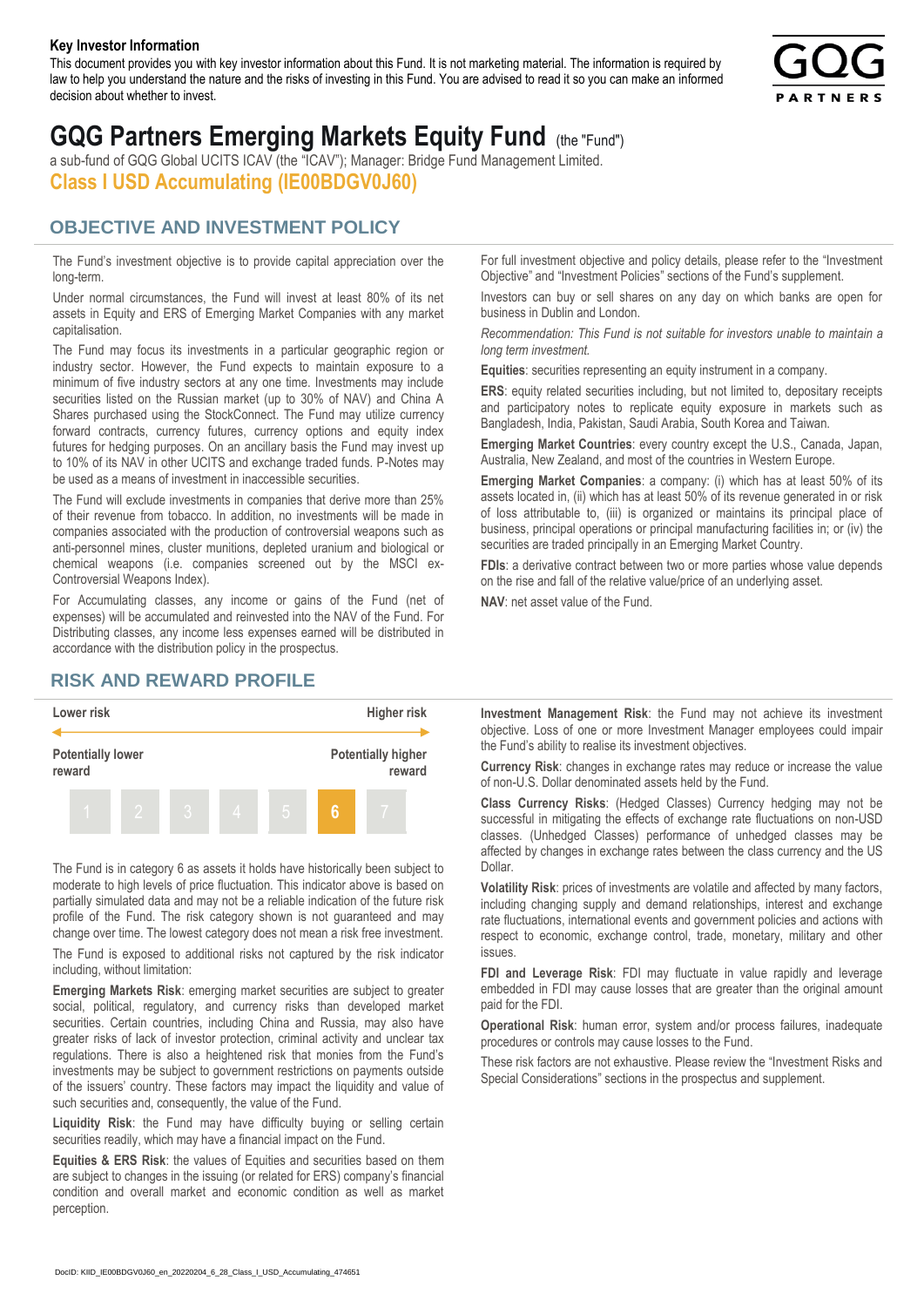**Key Investor Information**

This document provides you with key investor information about this Fund. It is not marketing material. The information is required by law to help you understand the nature and the risks of investing in this Fund. You are advised to read it so you can make an informed decision about whether to invest.

# GQG Partners Emerging Markets Equity Fund (the "Fund")

a sub-fund of GQG Global UCITS ICAV (the "ICAV"); Manager: Bridge Fund Management Limited.

**Class I USD Accumulating (IE00BDGV0J60)**

## OBJECTIVE AND INVESTMENT POLICY

The Fund's investment objective is to provide capital appreciation over the long-term.

Under normal circumstances, the Fund will invest at least 80% of its net assets in Equity and ERS of Emerging Market Companies with any market capitalisation.

The Fund may focus its investments in a particular geographic region or industry sector. However, the Fund expects to maintain exposure to a minimum of five industry sectors at any one time. Investments may include securities listed on the Russian market (up to 30% of NAV) and China A Shares purchased using the StockConnect. The Fund may utilize currency forward contracts, currency futures, currency options and equity index futures for hedging purposes. On an ancillary basis the Fund may invest up to 10% of its NAV in other UCITS and exchange traded funds. P-Notes may be used as a means of investment in inaccessible securities.

The Fund will exclude investments in companies that derive more than 25% of their revenue from tobacco. In addition, no investments will be made in companies associated with the production of controversial weapons such as anti-personnel mines, cluster munitions, depleted uranium and biological or chemical weapons (i.e. companies screened out by the MSCI ex-Controversial Weapons Index).

For Accumulating classes, any income or gains of the Fund (net of expenses) will be accumulated and reinvested into the NAV of the Fund. For Distributing classes, any income less expenses earned will be distributed in accordance with the distribution policy in the prospectus.

For full investment objective and policy details, please refer to the "Investment Objective" and "Investment Policies" sections of the Fund's supplement.

Investors can buy or sell shares on any day on which banks are open for business in Dublin and London.

*Recommendation: This Fund is not suitable for investors unable to maintain a long term investment.*

**Equities**: securities representing an equity instrument in a company.

**ERS**: equity related securities including, but not limited to, depositary receipts and participatory notes to replicate equity exposure in markets such as Bangladesh, India, Pakistan, Saudi Arabia, South Korea and Taiwan.

**Emerging Market Countries**: every country except the U.S., Canada, Japan, Australia, New Zealand, and most of the countries in Western Europe.

**Emerging Market Companies**: a company: (i) which has at least 50% of its assets located in, (ii) which has at least 50% of its revenue generated in or risk of loss attributable to, (iii) is organized or maintains its principal place of business, principal operations or principal manufacturing facilities in; or (iv) the securities are traded principally in an Emerging Market Country.

**FDIs**: a derivative contract between two or more parties whose value depends on the rise and fall of the relative value/price of an underlying asset.

**NAV**: net asset value of the Fund.

## RISK AND REWARD PROFILE

| Lower risk | | | | | | Higher risk |
|---|---|---|---|---|---|---|
| Potentially lower reward | | | | | | Potentially higher reward |
| 1 | 2 | 3 | 4 | 5 | **6** | 7 |

The Fund is in category 6 as assets it holds have historically been subject to moderate to high levels of price fluctuation. This indicator above is based on partially simulated data and may not be a reliable indication of the future risk profile of the Fund. The risk category shown is not guaranteed and may change over time. The lowest category does not mean a risk free investment.

The Fund is exposed to additional risks not captured by the risk indicator including, without limitation:

**Emerging Markets Risk**: emerging market securities are subject to greater social, political, regulatory, and currency risks than developed market securities. Certain countries, including China and Russia, may also have greater risks of lack of investor protection, criminal activity and unclear tax regulations. There is also a heightened risk that monies from the Fund's investments may be subject to government restrictions on payments outside of the issuers' country. These factors may impact the liquidity and value of such securities and, consequently, the value of the Fund.

**Liquidity Risk**: the Fund may have difficulty buying or selling certain securities readily, which may have a financial impact on the Fund.

**Equities & ERS Risk**: the values of Equities and securities based on them are subject to changes in the issuing (or related for ERS) company's financial condition and overall market and economic condition as well as market perception.

**Investment Management Risk**: the Fund may not achieve its investment objective. Loss of one or more Investment Manager employees could impair the Fund's ability to realise its investment objectives.

**Currency Risk**: changes in exchange rates may reduce or increase the value of non-U.S. Dollar denominated assets held by the Fund.

**Class Currency Risks**: (Hedged Classes) Currency hedging may not be successful in mitigating the effects of exchange rate fluctuations on non-USD classes. (Unhedged Classes) performance of unhedged classes may be affected by changes in exchange rates between the class currency and the US Dollar.

**Volatility Risk**: prices of investments are volatile and affected by many factors, including changing supply and demand relationships, interest and exchange rate fluctuations, international events and government policies and actions with respect to economic, exchange control, trade, monetary, military and other issues.

**FDI and Leverage Risk**: FDI may fluctuate in value rapidly and leverage embedded in FDI may cause losses that are greater than the original amount paid for the FDI.

**Operational Risk**: human error, system and/or process failures, inadequate procedures or controls may cause losses to the Fund.

These risk factors are not exhaustive. Please review the "Investment Risks and Special Considerations" sections in the prospectus and supplement.

DocID: KIID_IE00BDGV0J60_en_20220204_6_28_Class_I_USD_Accumulating_474651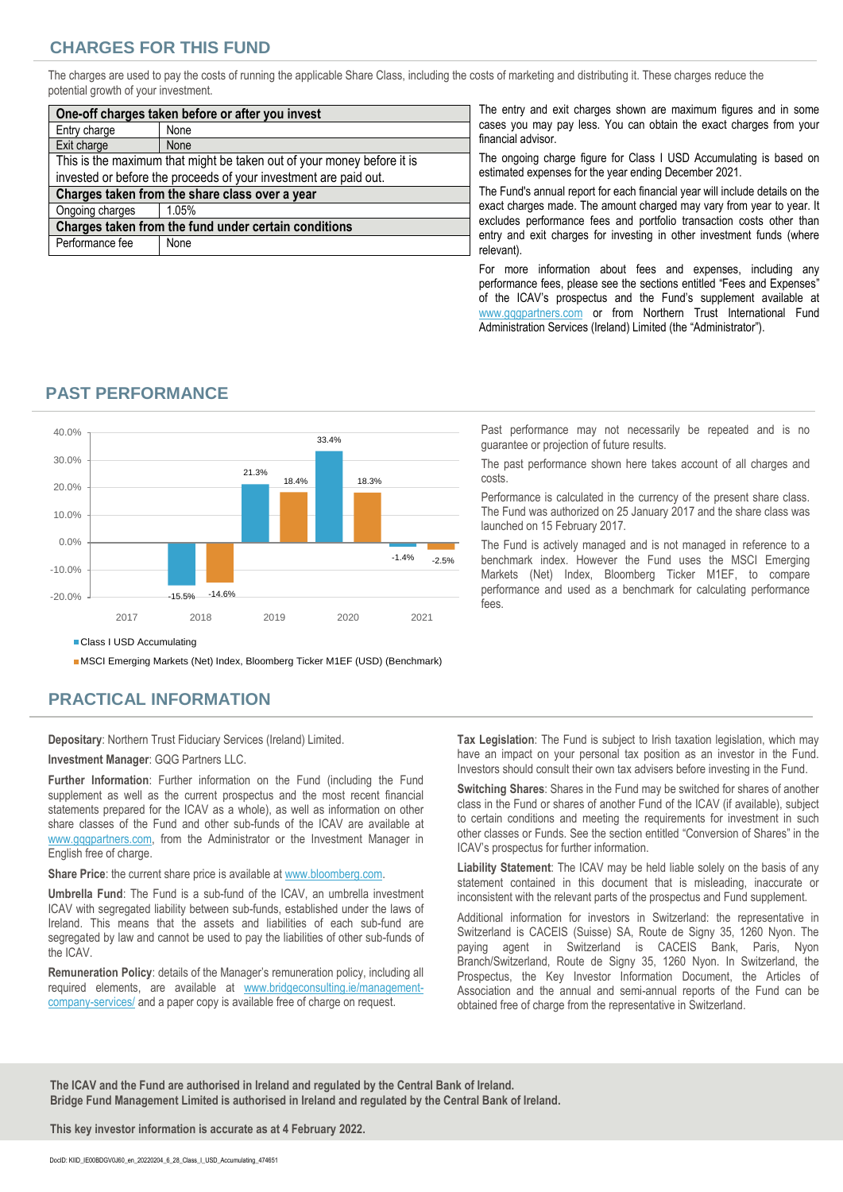## CHARGES FOR THIS FUND

The charges are used to pay the costs of running the applicable Share Class, including the costs of marketing and distributing it. These charges reduce the potential growth of your investment.

| One-off charges taken before or after you invest | |
|---|---|
| Entry charge | None |
| Exit charge | None |
| This is the maximum that might be taken out of your money before it is invested or before the proceeds of your investment are paid out. | |
| **Charges taken from the share class over a year** | |
| Ongoing charges | 1.05% |
| **Charges taken from the fund under certain conditions** | |
| Performance fee | None |

The entry and exit charges shown are maximum figures and in some cases you may pay less. You can obtain the exact charges from your financial advisor.

The ongoing charge figure for Class I USD Accumulating is based on estimated expenses for the year ending December 2021.

The Fund's annual report for each financial year will include details on the exact charges made. The amount charged may vary from year to year. It excludes performance fees and portfolio transaction costs other than entry and exit charges for investing in other investment funds (where relevant).

For more information about fees and expenses, including any performance fees, please see the sections entitled "Fees and Expenses" of the ICAV's prospectus and the Fund's supplement available at www.gqgpartners.com or from Northern Trust International Fund Administration Services (Ireland) Limited (the "Administrator").

## PAST PERFORMANCE

40.0%
30.0%
20.0%
10.0%
0.0%
-10.0%
-20.0%

-15.5%
-14.6%
21.3%
18.4%
33.4%
18.3%
-1.4%
-2.5%

2017
2018
2019
2020
2021

Class I USD Accumulating

MSCI Emerging Markets (Net) Index, Bloomberg Ticker M1EF (USD) (Benchmark)

Past performance may not necessarily be repeated and is no guarantee or projection of future results.

The past performance shown here takes account of all charges and costs.

Performance is calculated in the currency of the present share class. The Fund was authorized on 25 January 2017 and the share class was launched on 15 February 2017.

The Fund is actively managed and is not managed in reference to a benchmark index. However the Fund uses the MSCI Emerging Markets (Net) Index, Bloomberg Ticker M1EF, to compare performance and used as a benchmark for calculating performance fees.

## PRACTICAL INFORMATION

**Depositary**: Northern Trust Fiduciary Services (Ireland) Limited.

**Investment Manager**: GQG Partners LLC.

**Further Information**: Further information on the Fund (including the Fund supplement as well as the current prospectus and the most recent financial statements prepared for the ICAV as a whole), as well as information on other share classes of the Fund and other sub-funds of the ICAV are available at www.gqgpartners.com, from the Administrator or the Investment Manager in English free of charge.

**Share Price**: the current share price is available at www.bloomberg.com.

**Umbrella Fund**: The Fund is a sub-fund of the ICAV, an umbrella investment ICAV with segregated liability between sub-funds, established under the laws of Ireland. This means that the assets and liabilities of each sub-fund are segregated by law and cannot be used to pay the liabilities of other sub-funds of the ICAV.

**Remuneration Policy**: details of the Manager's remuneration policy, including all required elements, are available at www.bridgeconsulting.ie/management-company-services/ and a paper copy is available free of charge on request.

**Tax Legislation**: The Fund is subject to Irish taxation legislation, which may have an impact on your personal tax position as an investor in the Fund. Investors should consult their own tax advisers before investing in the Fund.

**Switching Shares**: Shares in the Fund may be switched for shares of another class in the Fund or shares of another Fund of the ICAV (if available), subject to certain conditions and meeting the requirements for investment in such other classes or Funds. See the section entitled "Conversion of Shares" in the ICAV's prospectus for further information.

**Liability Statement**: The ICAV may be held liable solely on the basis of any statement contained in this document that is misleading, inaccurate or inconsistent with the relevant parts of the prospectus and Fund supplement.

Additional information for investors in Switzerland: the representative in Switzerland is CACEIS (Suisse) SA, Route de Signy 35, 1260 Nyon. The paying agent in Switzerland is CACEIS Bank, Paris, Nyon Branch/Switzerland, Route de Signy 35, 1260 Nyon. In Switzerland, the Prospectus, the Key Investor Information Document, the Articles of Association and the annual and semi-annual reports of the Fund can be obtained free of charge from the representative in Switzerland.

**The ICAV and the Fund are authorised in Ireland and regulated by the Central Bank of Ireland.**
**Bridge Fund Management Limited is authorised in Ireland and regulated by the Central Bank of Ireland.**

**This key investor information is accurate as at 4 February 2022.**

DocID: KIID_IE00BDGV0J60_en_20220204_6_28_Class_I_USD_Accumulating_474651